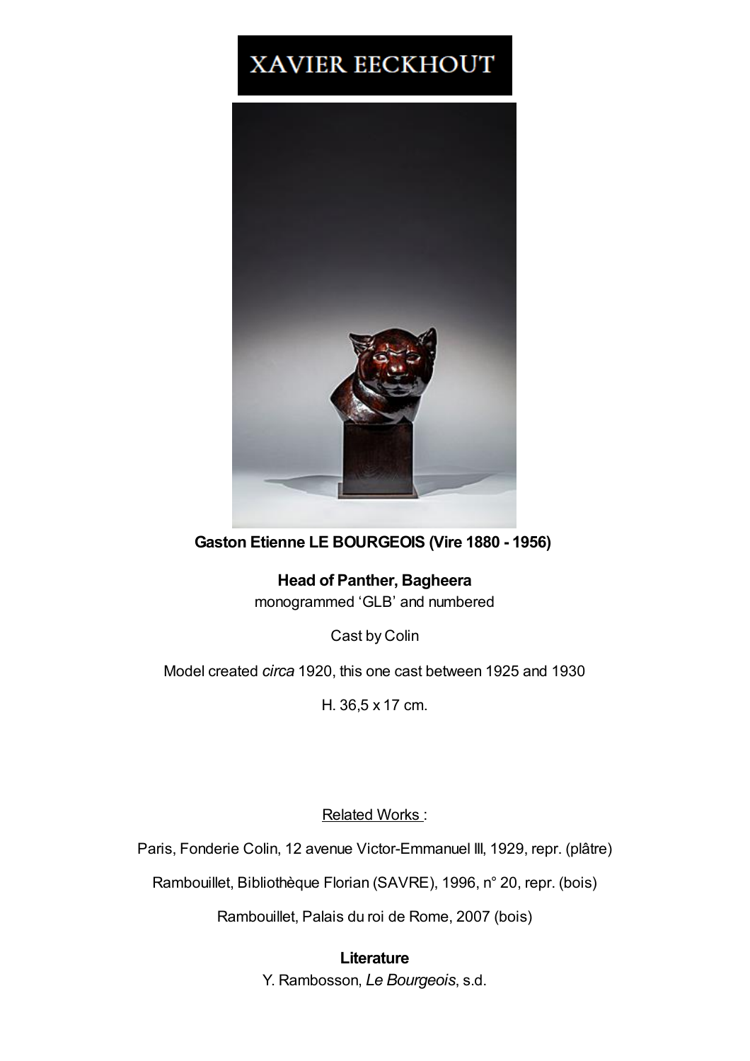XAVIER EECKHOUT

**Gaston Etienne LE BOURGEOIS (Vire 1880 - 1956)**

**Head of Panther, Bagheera**

monogrammed 'GLB' and numbered

Cast by Colin

Model created *circa* 1920, this one cast between 1925 and 1930

H. 36,5 x 17 cm.

Related Works :

Paris, Fonderie Colin, 12 avenue Victor-Emmanuel III, 1929, repr. (plâtre)

Rambouillet, Bibliothèque Florian (SAVRE), 1996, n° 20, repr. (bois)

Rambouillet, Palais du roi de Rome, 2007 (bois)

**Literature**

Y. Rambosson, *Le Bourgeois*, s.d.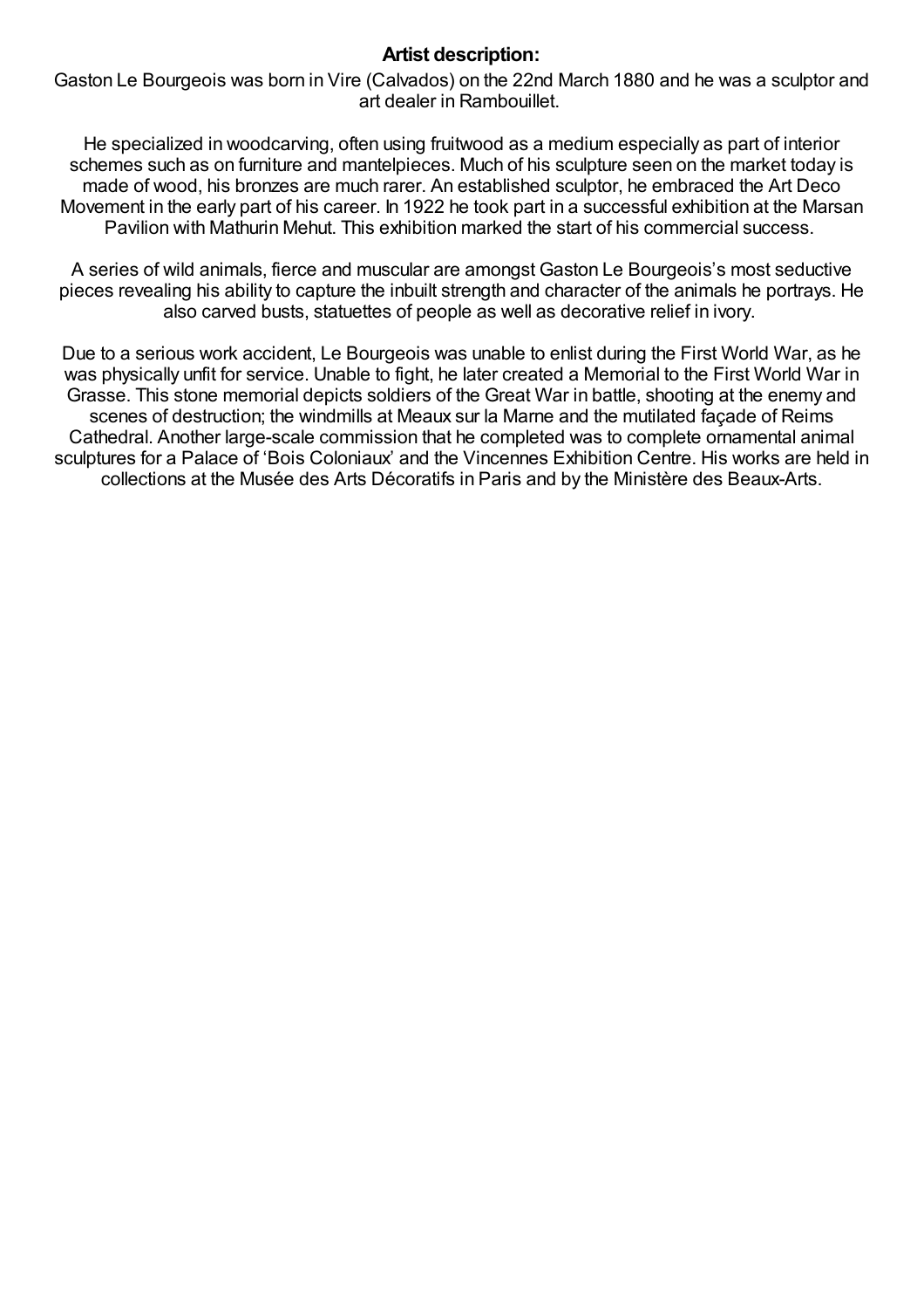**Artist description:**

Gaston Le Bourgeois was born in Vire (Calvados) on the 22nd March 1880 and he was a sculptor and art dealer in Rambouillet.

He specialized in woodcarving, often using fruitwood as a medium especially as part of interior schemes such as on furniture and mantelpieces. Much of his sculpture seen on the market today is made of wood, his bronzes are much rarer. An established sculptor, he embraced the Art Deco Movement in the early part of his career. In 1922 he took part in a successful exhibition at the Marsan Pavilion with Mathurin Mehut. This exhibition marked the start of his commercial success.

A series of wild animals, fierce and muscular are amongst Gaston Le Bourgeois's most seductive pieces revealing his ability to capture the inbuilt strength and character of the animals he portrays. He also carved busts, statuettes of people as well as decorative relief in ivory.

Due to a serious work accident, Le Bourgeois was unable to enlist during the First World War, as he was physically unfit for service. Unable to fight, he later created a Memorial to the First World War in Grasse. This stone memorial depicts soldiers of the Great War in battle, shooting at the enemy and scenes of destruction; the windmills at Meaux sur la Marne and the mutilated façade of Reims Cathedral. Another large-scale commission that he completed was to complete ornamental animal sculptures for a Palace of 'Bois Coloniaux' and the Vincennes Exhibition Centre. His works are held in collections at the Musée des Arts Décoratifs in Paris and by the Ministère des Beaux-Arts.